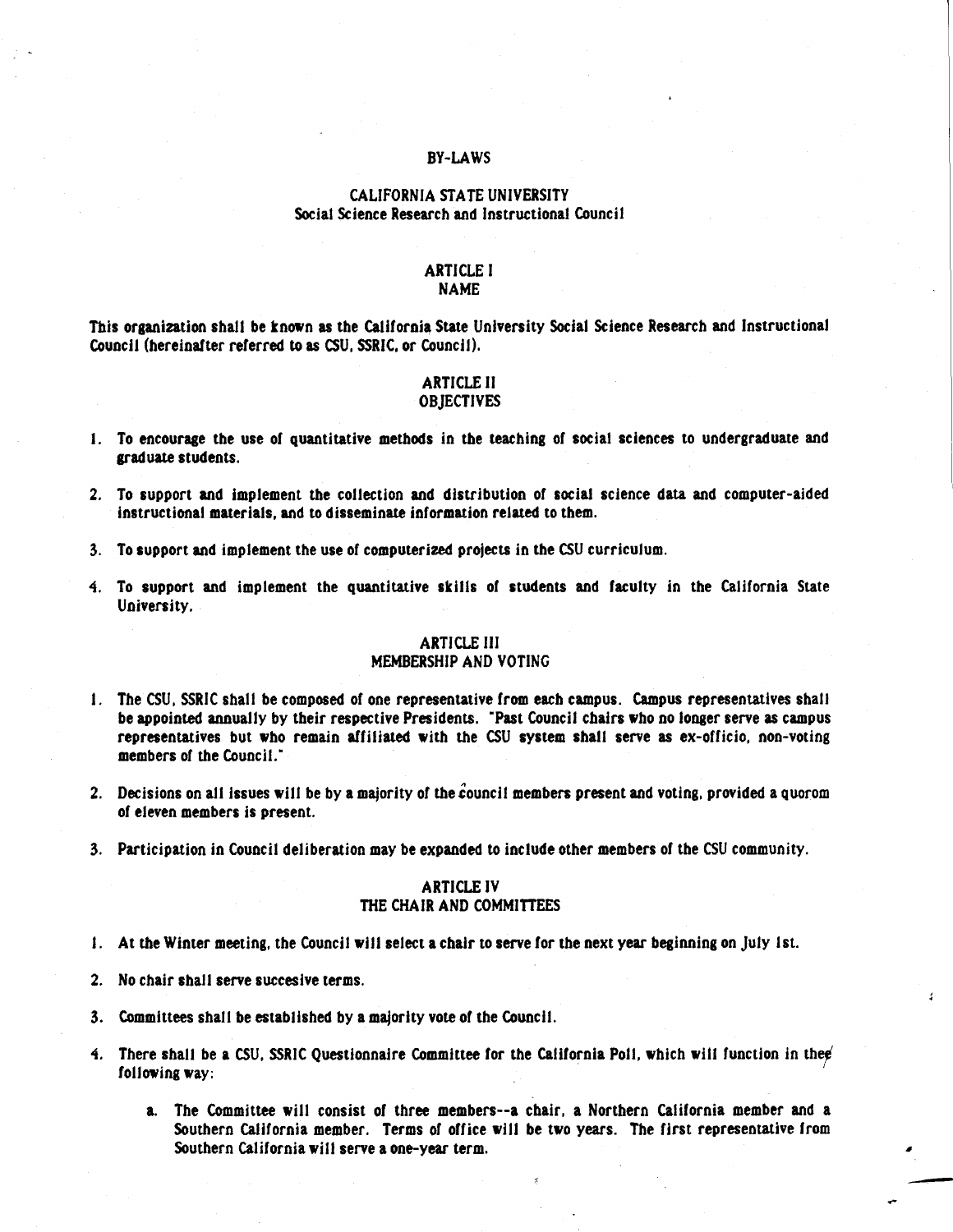# BY-LAWS

## CALIFORNIA STATE UNIVERSITY
## Social Science Research and Instructional Council

## ARTICLE I
## NAME

This organization shall be known as the California State University Social Science Research and Instructional Council (hereinafter referred to as CSU, SSRIC, or Council).

## ARTICLE II
## OBJECTIVES

1. To encourage the use of quantitative methods in the teaching of social sciences to undergraduate and graduate students.

2. To support and implement the collection and distribution of social science data and computer-aided instructional materials, and to disseminate information related to them.

3. To support and implement the use of computerized projects in the CSU curriculum.

4. To support and implement the quantitative skills of students and faculty in the California State University.

## ARTICLE III
## MEMBERSHIP AND VOTING

1. The CSU, SSRIC shall be composed of one representative from each campus. Campus representatives shall be appointed annually by their respective Presidents. "Past Council chairs who no longer serve as campus representatives but who remain affiliated with the CSU system shall serve as ex-officio, non-voting members of the Council."

2. Decisions on all issues will be by a majority of the council members present and voting, provided a quorom of eleven members is present.

3. Participation in Council deliberation may be expanded to include other members of the CSU community.

## ARTICLE IV
## THE CHAIR AND COMMITTEES

1. At the Winter meeting, the Council will select a chair to serve for the next year beginning on July 1st.

2. No chair shall serve succesive terms.

3. Committees shall be established by a majority vote of the Council.

4. There shall be a CSU, SSRIC Questionnaire Committee for the California Poll, which will function in the following way:

    a. The Committee will consist of three members--a chair, a Northern California member and a Southern California member. Terms of office will be two years. The first representative from Southern California will serve a one-year term.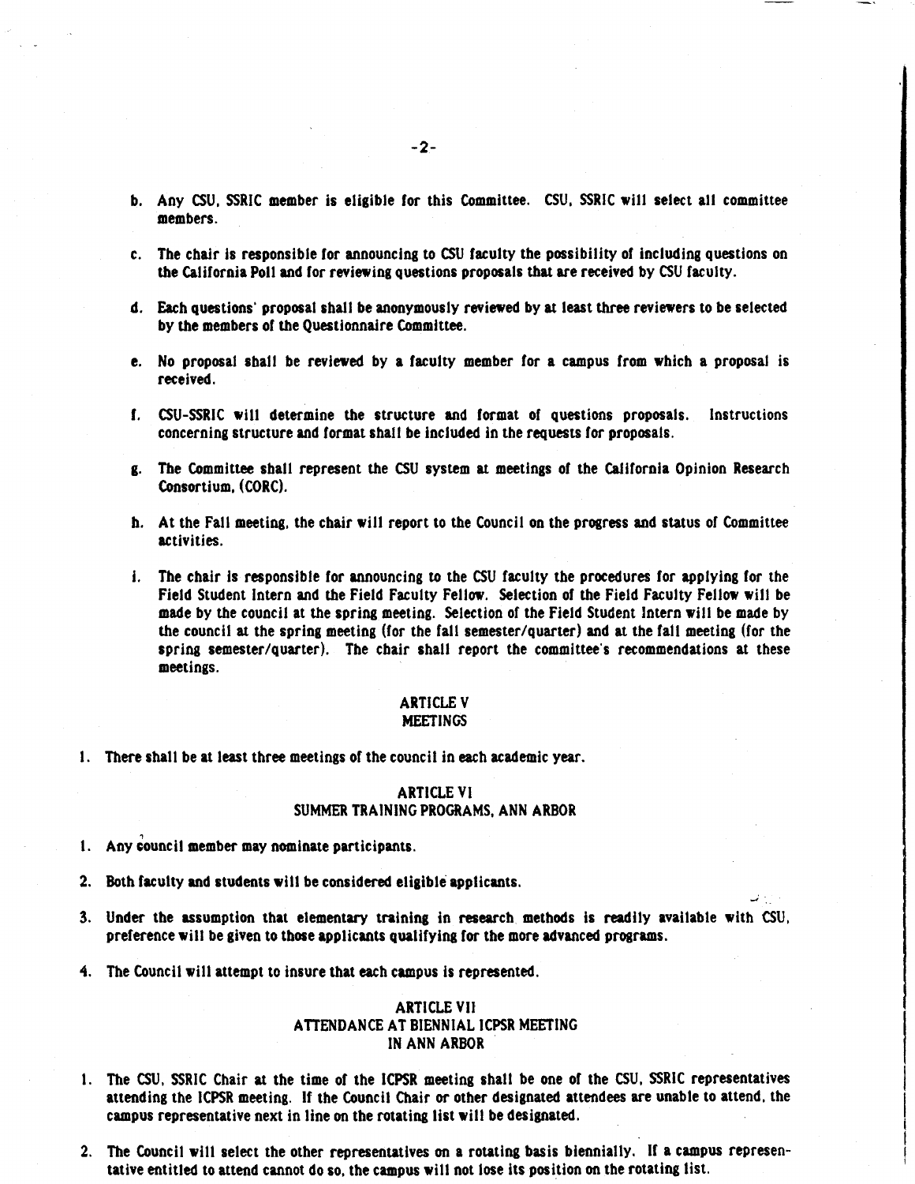b. Any CSU, SSRIC member is eligible for this Committee. CSU, SSRIC will select all committee members.

c. The chair is responsible for announcing to CSU faculty the possibility of including questions on the California Poll and for reviewing questions proposals that are received by CSU faculty.

d. Each questions' proposal shall be anonymously reviewed by at least three reviewers to be selected by the members of the Questionnaire Committee.

e. No proposal shall be reviewed by a faculty member for a campus from which a proposal is received.

f. CSU-SSRIC will determine the structure and format of questions proposals. Instructions concerning structure and format shall be included in the requests for proposals.

g. The Committee shall represent the CSU system at meetings of the California Opinion Research Consortium, (CORC).

h. At the Fall meeting, the chair will report to the Council on the progress and status of Committee activities.

i. The chair is responsible for announcing to the CSU faculty the procedures for applying for the Field Student Intern and the Field Faculty Fellow. Selection of the Field Faculty Fellow will be made by the council at the spring meeting. Selection of the Field Student Intern will be made by the council at the spring meeting (for the fall semester/quarter) and at the fall meeting (for the spring semester/quarter). The chair shall report the committee's recommendations at these meetings.

## ARTICLE V
## MEETINGS

1. There shall be at least three meetings of the council in each academic year.

## ARTICLE VI
## SUMMER TRAINING PROGRAMS, ANN ARBOR

1. Any council member may nominate participants.

2. Both faculty and students will be considered eligible applicants.

3. Under the assumption that elementary training in research methods is readily available with CSU, preference will be given to those applicants qualifying for the more advanced programs.

4. The Council will attempt to insure that each campus is represented.

## ARTICLE VII
## ATTENDANCE AT BIENNIAL ICPSR MEETING IN ANN ARBOR

1. The CSU, SSRIC Chair at the time of the ICPSR meeting shall be one of the CSU, SSRIC representatives attending the ICPSR meeting. If the Council Chair or other designated attendees are unable to attend, the campus representative next in line on the rotating list will be designated.

2. The Council will select the other representatives on a rotating basis biennially. If a campus representative entitled to attend cannot do so, the campus will not lose its position on the rotating list.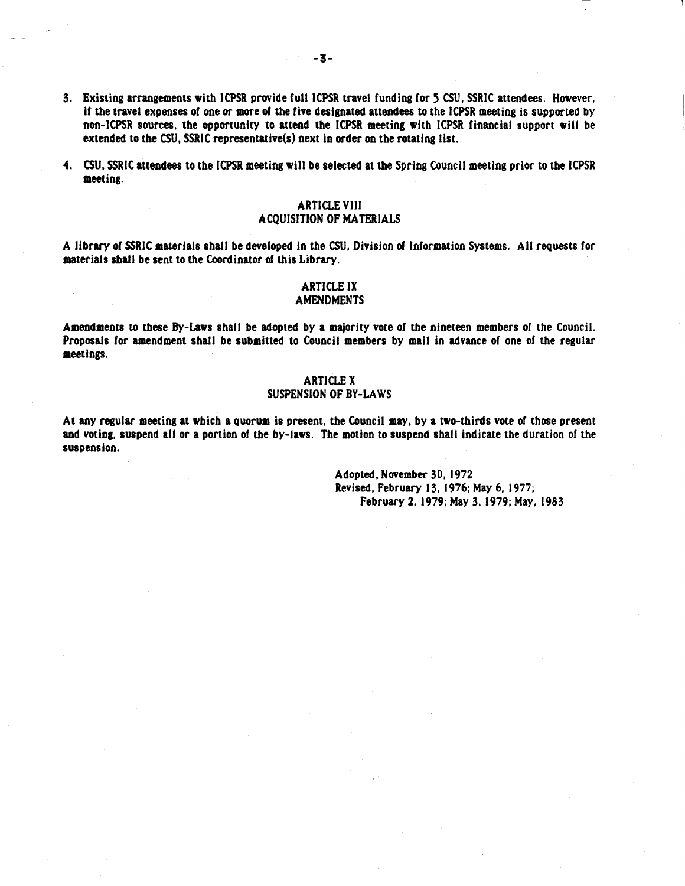3. Existing arrangements with ICPSR provide full ICPSR travel funding for 5 CSU, SSRIC attendees. However, if the travel expenses of one or more of the five designated attendees to the ICPSR meeting is supported by non-ICPSR sources, the opportunity to attend the ICPSR meeting with ICPSR financial support will be extended to the CSU, SSRIC representative(s) next in order on the rotating list.

4. CSU, SSRIC attendees to the ICPSR meeting will be selected at the Spring Council meeting prior to the ICPSR meeting.

## ARTICLE VIII
## ACQUISITION OF MATERIALS

A library of SSRIC materials shall be developed in the CSU, Division of Information Systems. All requests for materials shall be sent to the Coordinator of this Library.

## ARTICLE IX
## AMENDMENTS

Amendments to these By-Laws shall be adopted by a majority vote of the nineteen members of the Council. Proposals for amendment shall be submitted to Council members by mail in advance of one of the regular meetings.

## ARTICLE X
## SUSPENSION OF BY-LAWS

At any regular meeting at which a quorum is present, the Council may, by a two-thirds vote of those present and voting, suspend all or a portion of the by-laws. The motion to suspend shall indicate the duration of the suspension.

Adopted, November 30, 1972
Revised, February 13, 1976; May 6, 1977;
February 2, 1979; May 3, 1979; May, 1983